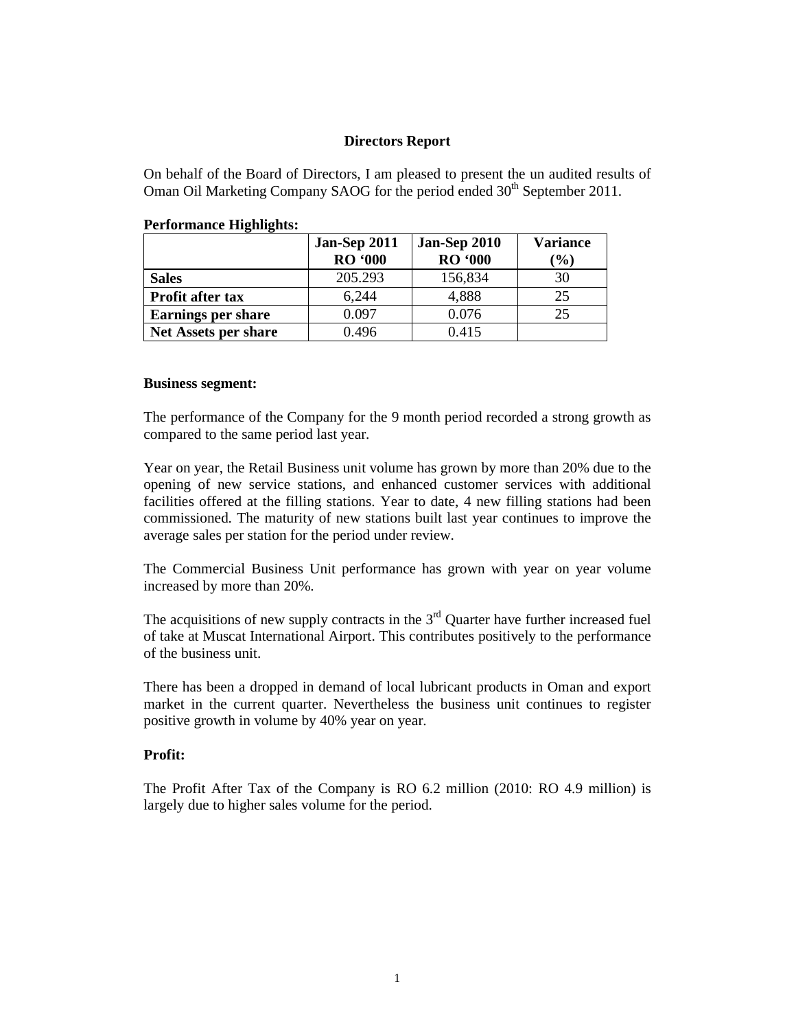# Directors Report

On behalf of the Board of Directors, I am pleased to present the un audited results of Oman Oil Marketing Company SAOG for the period ended 30th September 2011.

**Performance Highlights:**

| | Jan-Sep 2011 RO '000 | Jan-Sep 2010 RO '000 | Variance (%) |
|---|---|---|---|
| **Sales** | 205.293 | 156,834 | 30 |
| **Profit after tax** | 6,244 | 4,888 | 25 |
| **Earnings per share** | 0.097 | 0.076 | 25 |
| **Net Assets per share** | 0.496 | 0.415 | |

**Business segment:**

The performance of the Company for the 9 month period recorded a strong growth as compared to the same period last year.

Year on year, the Retail Business unit volume has grown by more than 20% due to the opening of new service stations, and enhanced customer services with additional facilities offered at the filling stations. Year to date, 4 new filling stations had been commissioned. The maturity of new stations built last year continues to improve the average sales per station for the period under review.

The Commercial Business Unit performance has grown with year on year volume increased by more than 20%.

The acquisitions of new supply contracts in the 3rd Quarter have further increased fuel of take at Muscat International Airport. This contributes positively to the performance of the business unit.

There has been a dropped in demand of local lubricant products in Oman and export market in the current quarter. Nevertheless the business unit continues to register positive growth in volume by 40% year on year.

**Profit:**

The Profit After Tax of the Company is RO 6.2 million (2010: RO 4.9 million) is largely due to higher sales volume for the period.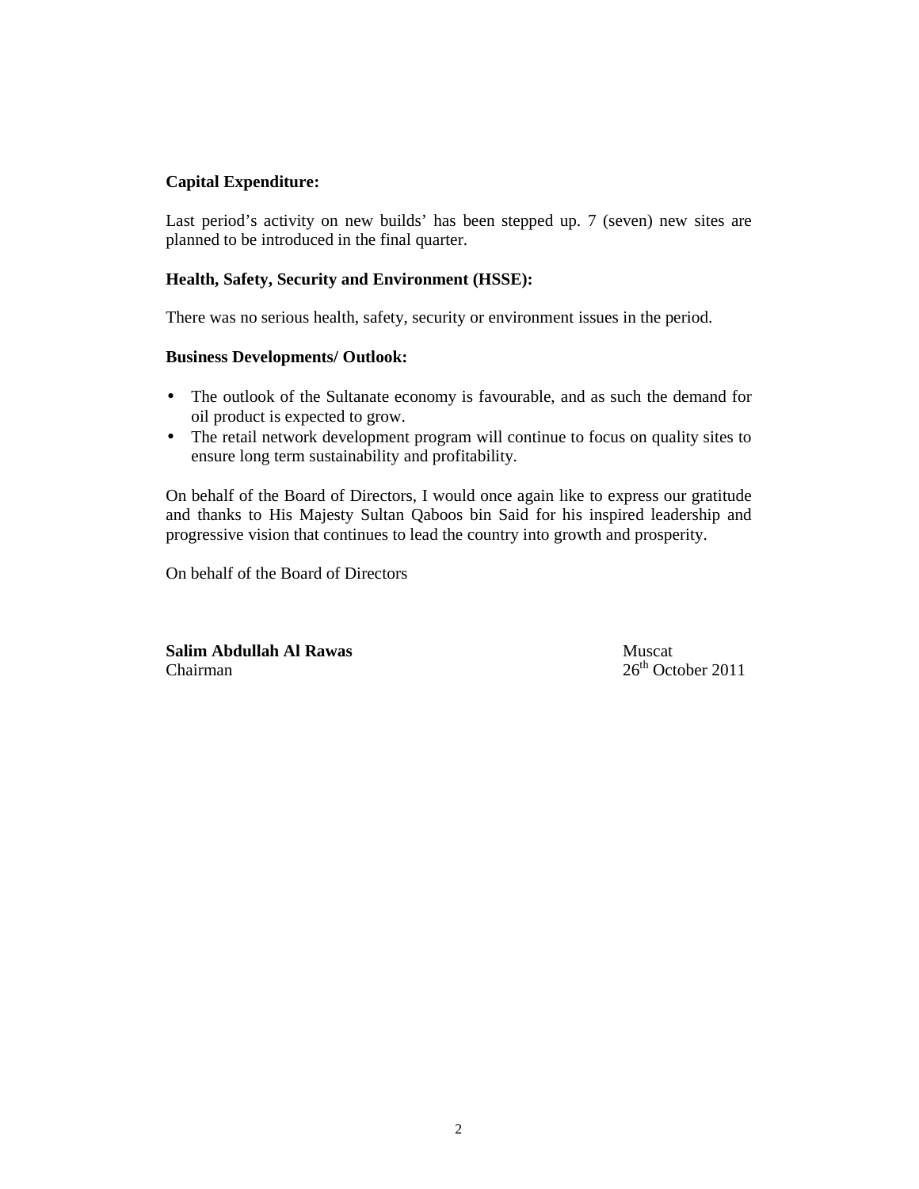**Capital Expenditure:**

Last period's activity on new builds' has been stepped up. 7 (seven) new sites are planned to be introduced in the final quarter.

**Health, Safety, Security and Environment (HSSE):**

There was no serious health, safety, security or environment issues in the period.

**Business Developments/ Outlook:**

- The outlook of the Sultanate economy is favourable, and as such the demand for oil product is expected to grow.
- The retail network development program will continue to focus on quality sites to ensure long term sustainability and profitability.

On behalf of the Board of Directors, I would once again like to express our gratitude and thanks to His Majesty Sultan Qaboos bin Said for his inspired leadership and progressive vision that continues to lead the country into growth and prosperity.

On behalf of the Board of Directors

**Salim Abdullah Al Rawas**
Chairman

Muscat
26th October 2011